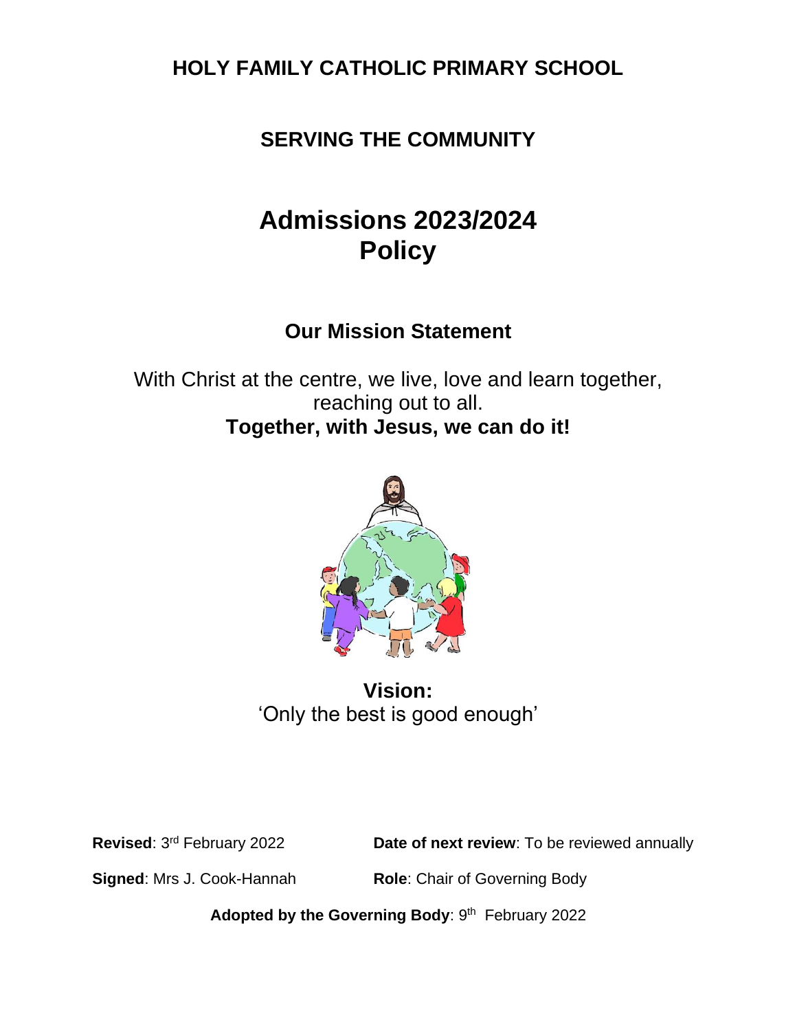# HOLY FAMILY CATHOLIC PRIMARY SCHOOL

## SERVING THE COMMUNITY

# Admissions 2023/2024 Policy

## Our Mission Statement

With Christ at the centre, we live, love and learn together, reaching out to all.

**Together, with Jesus, we can do it!**

**Vision:**
'Only the best is good enough'

**Revised**: 3rd February 2022

**Date of next review**: To be reviewed annually

**Signed**: Mrs J. Cook-Hannah

**Role**: Chair of Governing Body

**Adopted by the Governing Body**: 9th February 2022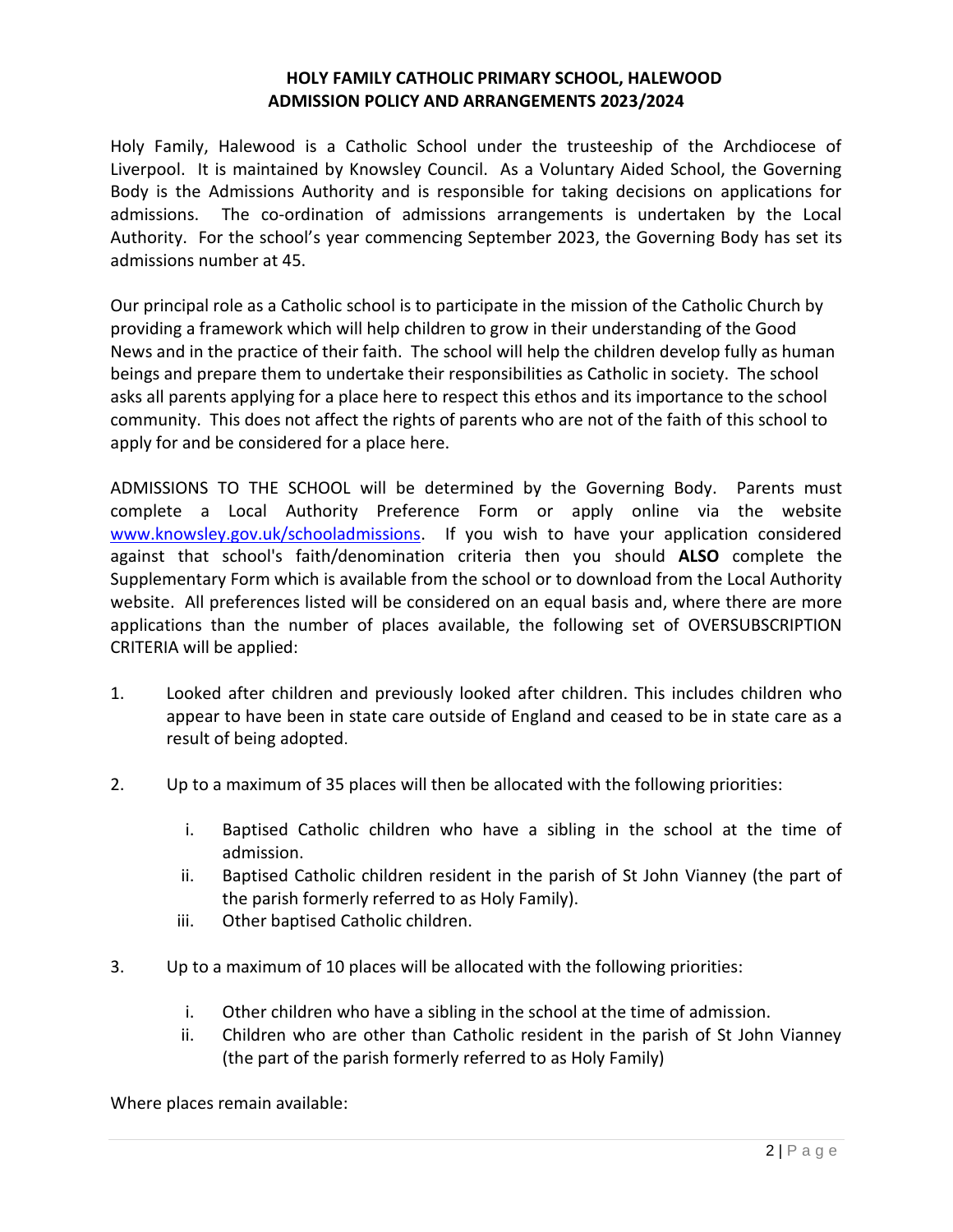# HOLY FAMILY CATHOLIC PRIMARY SCHOOL, HALEWOOD
## ADMISSION POLICY AND ARRANGEMENTS 2023/2024

Holy Family, Halewood is a Catholic School under the trusteeship of the Archdiocese of Liverpool. It is maintained by Knowsley Council. As a Voluntary Aided School, the Governing Body is the Admissions Authority and is responsible for taking decisions on applications for admissions. The co-ordination of admissions arrangements is undertaken by the Local Authority. For the school's year commencing September 2023, the Governing Body has set its admissions number at 45.

Our principal role as a Catholic school is to participate in the mission of the Catholic Church by providing a framework which will help children to grow in their understanding of the Good News and in the practice of their faith. The school will help the children develop fully as human beings and prepare them to undertake their responsibilities as Catholic in society. The school asks all parents applying for a place here to respect this ethos and its importance to the school community. This does not affect the rights of parents who are not of the faith of this school to apply for and be considered for a place here.

ADMISSIONS TO THE SCHOOL will be determined by the Governing Body. Parents must complete a Local Authority Preference Form or apply online via the website www.knowsley.gov.uk/schooladmissions. If you wish to have your application considered against that school's faith/denomination criteria then you should **ALSO** complete the Supplementary Form which is available from the school or to download from the Local Authority website. All preferences listed will be considered on an equal basis and, where there are more applications than the number of places available, the following set of OVERSUBSCRIPTION CRITERIA will be applied:

1. Looked after children and previously looked after children. This includes children who appear to have been in state care outside of England and ceased to be in state care as a result of being adopted.

2. Up to a maximum of 35 places will then be allocated with the following priorities:

   i. Baptised Catholic children who have a sibling in the school at the time of admission.
   ii. Baptised Catholic children resident in the parish of St John Vianney (the part of the parish formerly referred to as Holy Family).
   iii. Other baptised Catholic children.

3. Up to a maximum of 10 places will be allocated with the following priorities:

   i. Other children who have a sibling in the school at the time of admission.
   ii. Children who are other than Catholic resident in the parish of St John Vianney (the part of the parish formerly referred to as Holy Family)

Where places remain available: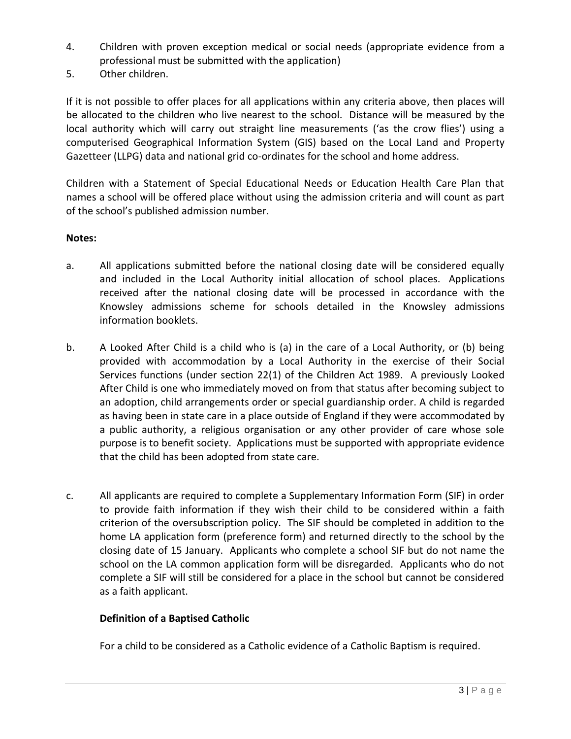4. Children with proven exception medical or social needs (appropriate evidence from a professional must be submitted with the application)
5. Other children.

If it is not possible to offer places for all applications within any criteria above, then places will be allocated to the children who live nearest to the school. Distance will be measured by the local authority which will carry out straight line measurements ('as the crow flies') using a computerised Geographical Information System (GIS) based on the Local Land and Property Gazetteer (LLPG) data and national grid co-ordinates for the school and home address.

Children with a Statement of Special Educational Needs or Education Health Care Plan that names a school will be offered place without using the admission criteria and will count as part of the school's published admission number.

**Notes:**

a. All applications submitted before the national closing date will be considered equally and included in the Local Authority initial allocation of school places. Applications received after the national closing date will be processed in accordance with the Knowsley admissions scheme for schools detailed in the Knowsley admissions information booklets.

b. A Looked After Child is a child who is (a) in the care of a Local Authority, or (b) being provided with accommodation by a Local Authority in the exercise of their Social Services functions (under section 22(1) of the Children Act 1989. A previously Looked After Child is one who immediately moved on from that status after becoming subject to an adoption, child arrangements order or special guardianship order. A child is regarded as having been in state care in a place outside of England if they were accommodated by a public authority, a religious organisation or any other provider of care whose sole purpose is to benefit society. Applications must be supported with appropriate evidence that the child has been adopted from state care.

c. All applicants are required to complete a Supplementary Information Form (SIF) in order to provide faith information if they wish their child to be considered within a faith criterion of the oversubscription policy. The SIF should be completed in addition to the home LA application form (preference form) and returned directly to the school by the closing date of 15 January. Applicants who complete a school SIF but do not name the school on the LA common application form will be disregarded. Applicants who do not complete a SIF will still be considered for a place in the school but cannot be considered as a faith applicant.

**Definition of a Baptised Catholic**

For a child to be considered as a Catholic evidence of a Catholic Baptism is required.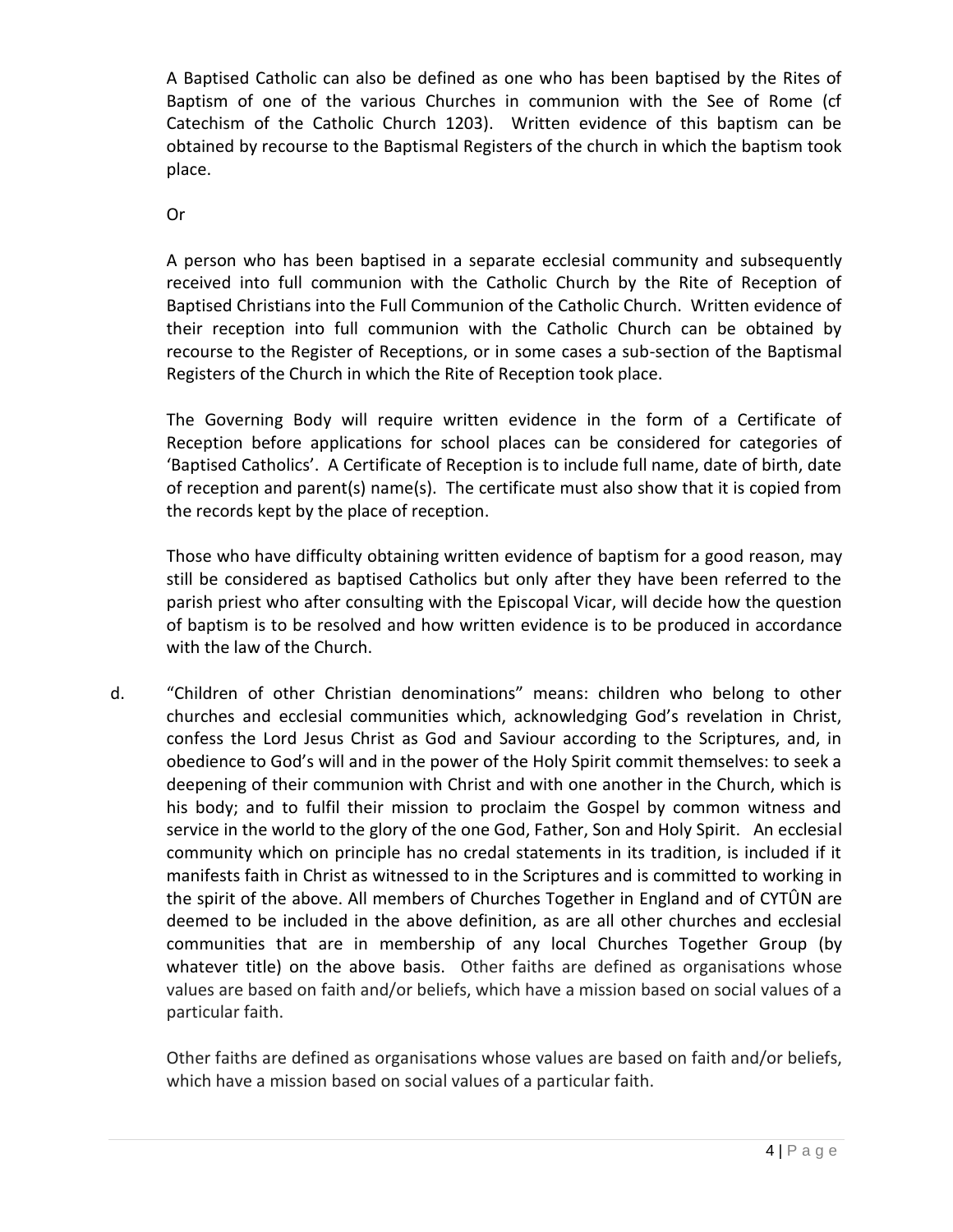A Baptised Catholic can also be defined as one who has been baptised by the Rites of Baptism of one of the various Churches in communion with the See of Rome (cf Catechism of the Catholic Church 1203). Written evidence of this baptism can be obtained by recourse to the Baptismal Registers of the church in which the baptism took place.

Or

A person who has been baptised in a separate ecclesial community and subsequently received into full communion with the Catholic Church by the Rite of Reception of Baptised Christians into the Full Communion of the Catholic Church. Written evidence of their reception into full communion with the Catholic Church can be obtained by recourse to the Register of Receptions, or in some cases a sub-section of the Baptismal Registers of the Church in which the Rite of Reception took place.

The Governing Body will require written evidence in the form of a Certificate of Reception before applications for school places can be considered for categories of 'Baptised Catholics'. A Certificate of Reception is to include full name, date of birth, date of reception and parent(s) name(s). The certificate must also show that it is copied from the records kept by the place of reception.

Those who have difficulty obtaining written evidence of baptism for a good reason, may still be considered as baptised Catholics but only after they have been referred to the parish priest who after consulting with the Episcopal Vicar, will decide how the question of baptism is to be resolved and how written evidence is to be produced in accordance with the law of the Church.

d. "Children of other Christian denominations" means: children who belong to other churches and ecclesial communities which, acknowledging God's revelation in Christ, confess the Lord Jesus Christ as God and Saviour according to the Scriptures, and, in obedience to God's will and in the power of the Holy Spirit commit themselves: to seek a deepening of their communion with Christ and with one another in the Church, which is his body; and to fulfil their mission to proclaim the Gospel by common witness and service in the world to the glory of the one God, Father, Son and Holy Spirit. An ecclesial community which on principle has no credal statements in its tradition, is included if it manifests faith in Christ as witnessed to in the Scriptures and is committed to working in the spirit of the above. All members of Churches Together in England and of CYTÛN are deemed to be included in the above definition, as are all other churches and ecclesial communities that are in membership of any local Churches Together Group (by whatever title) on the above basis. Other faiths are defined as organisations whose values are based on faith and/or beliefs, which have a mission based on social values of a particular faith.

Other faiths are defined as organisations whose values are based on faith and/or beliefs, which have a mission based on social values of a particular faith.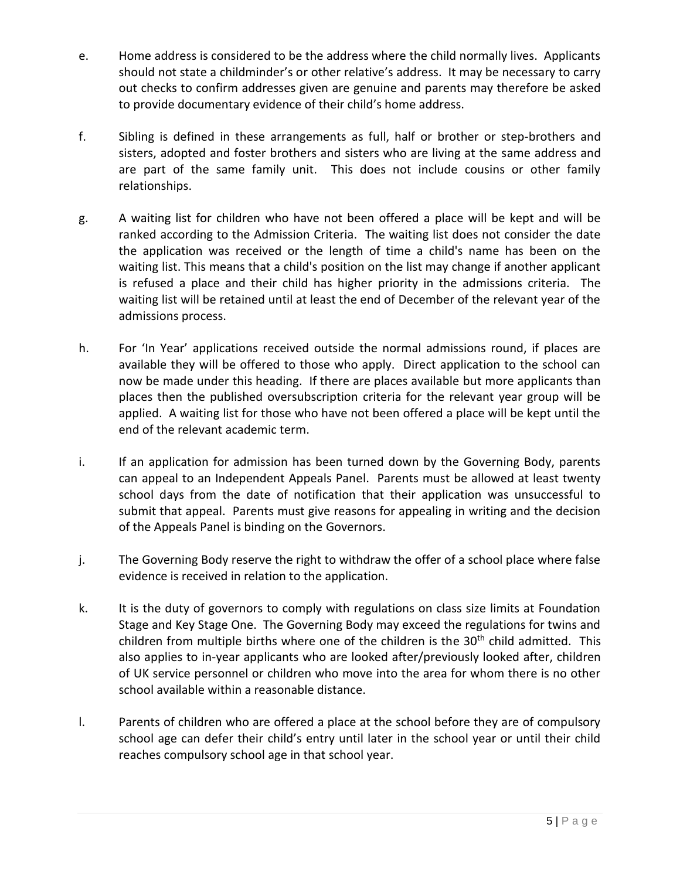e. Home address is considered to be the address where the child normally lives. Applicants should not state a childminder's or other relative's address. It may be necessary to carry out checks to confirm addresses given are genuine and parents may therefore be asked to provide documentary evidence of their child's home address.

f. Sibling is defined in these arrangements as full, half or brother or step-brothers and sisters, adopted and foster brothers and sisters who are living at the same address and are part of the same family unit. This does not include cousins or other family relationships.

g. A waiting list for children who have not been offered a place will be kept and will be ranked according to the Admission Criteria. The waiting list does not consider the date the application was received or the length of time a child's name has been on the waiting list. This means that a child's position on the list may change if another applicant is refused a place and their child has higher priority in the admissions criteria. The waiting list will be retained until at least the end of December of the relevant year of the admissions process.

h. For 'In Year' applications received outside the normal admissions round, if places are available they will be offered to those who apply. Direct application to the school can now be made under this heading. If there are places available but more applicants than places then the published oversubscription criteria for the relevant year group will be applied. A waiting list for those who have not been offered a place will be kept until the end of the relevant academic term.

i. If an application for admission has been turned down by the Governing Body, parents can appeal to an Independent Appeals Panel. Parents must be allowed at least twenty school days from the date of notification that their application was unsuccessful to submit that appeal. Parents must give reasons for appealing in writing and the decision of the Appeals Panel is binding on the Governors.

j. The Governing Body reserve the right to withdraw the offer of a school place where false evidence is received in relation to the application.

k. It is the duty of governors to comply with regulations on class size limits at Foundation Stage and Key Stage One. The Governing Body may exceed the regulations for twins and children from multiple births where one of the children is the 30th child admitted. This also applies to in-year applicants who are looked after/previously looked after, children of UK service personnel or children who move into the area for whom there is no other school available within a reasonable distance.

l. Parents of children who are offered a place at the school before they are of compulsory school age can defer their child's entry until later in the school year or until their child reaches compulsory school age in that school year.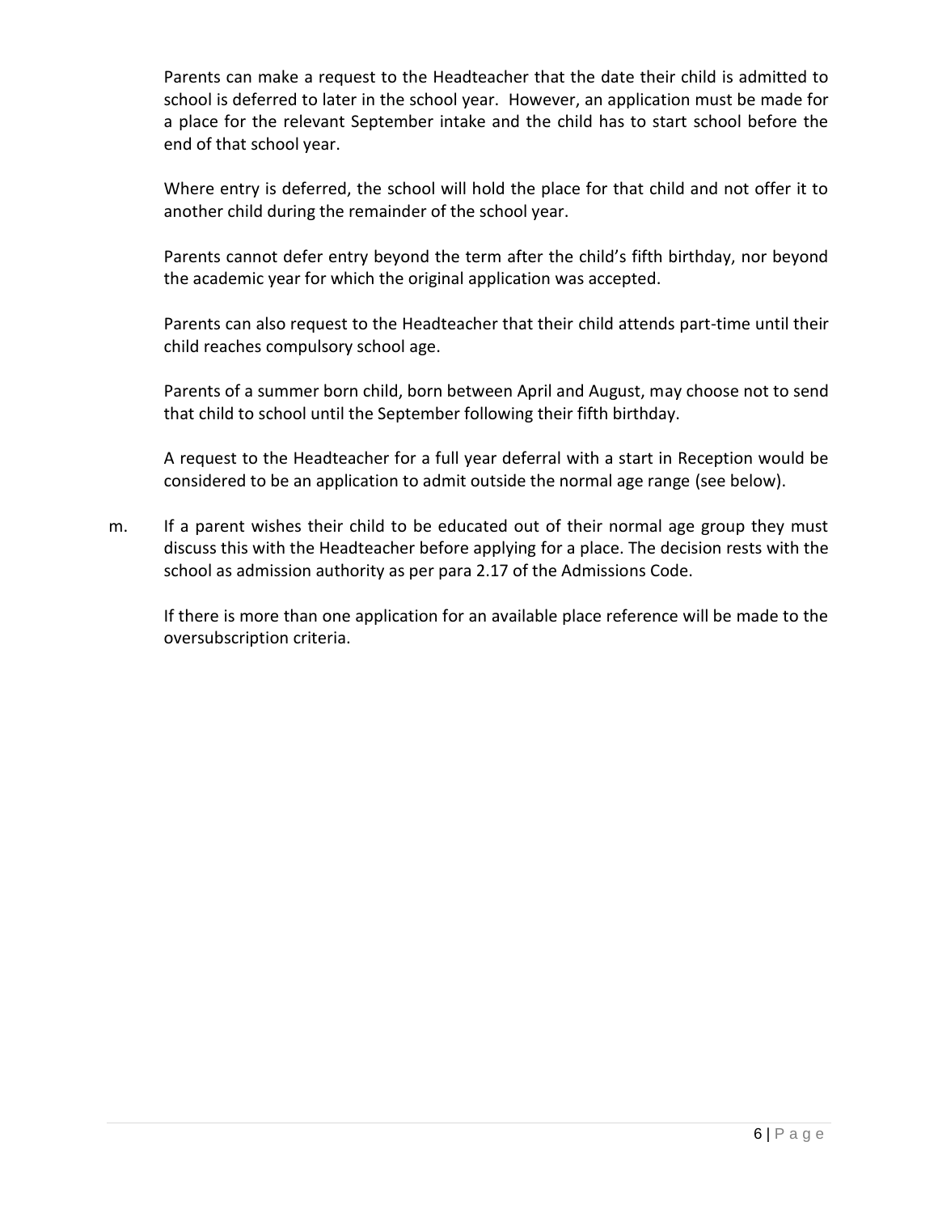Parents can make a request to the Headteacher that the date their child is admitted to school is deferred to later in the school year. However, an application must be made for a place for the relevant September intake and the child has to start school before the end of that school year.

Where entry is deferred, the school will hold the place for that child and not offer it to another child during the remainder of the school year.

Parents cannot defer entry beyond the term after the child's fifth birthday, nor beyond the academic year for which the original application was accepted.

Parents can also request to the Headteacher that their child attends part-time until their child reaches compulsory school age.

Parents of a summer born child, born between April and August, may choose not to send that child to school until the September following their fifth birthday.

A request to the Headteacher for a full year deferral with a start in Reception would be considered to be an application to admit outside the normal age range (see below).

m. If a parent wishes their child to be educated out of their normal age group they must discuss this with the Headteacher before applying for a place. The decision rests with the school as admission authority as per para 2.17 of the Admissions Code.

If there is more than one application for an available place reference will be made to the oversubscription criteria.